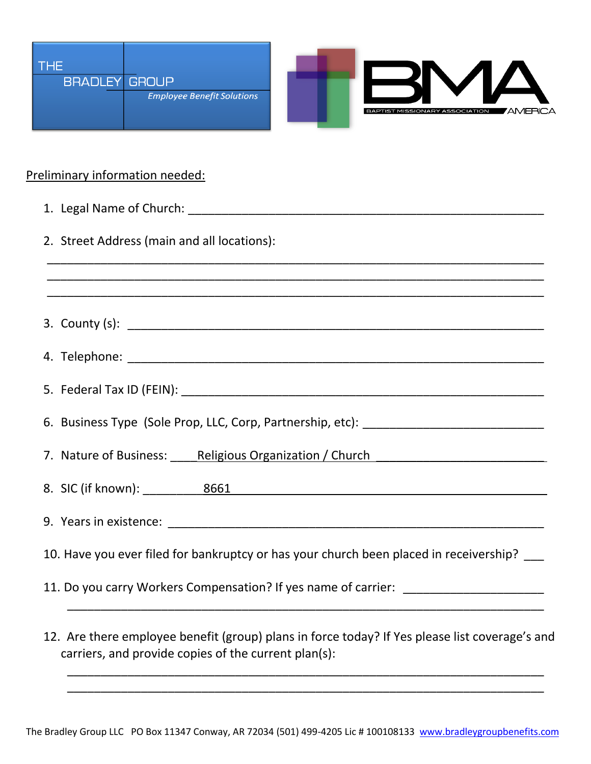THE BRADLEY GROUP
*Employee Benefit Solutions*

BMA
BAPTIST MISSIONARY ASSOCIATION AMERICA

Preliminary information needed:

1. Legal Name of Church: ____________________________________________

2. Street Address (main and all locations):

   ____________________________________________
   ____________________________________________
   ____________________________________________

3. County (s): ____________________________________________

4. Telephone: ____________________________________________

5. Federal Tax ID (FEIN): ____________________________________________

6. Business Type (Sole Prop, LLC, Corp, Partnership, etc): ____________________

7. Nature of Business: ____Religious Organization / Church ____________________

8. SIC (if known): ________8661 ____________________________________________

9. Years in existence: ____________________________________________

10. Have you ever filed for bankruptcy or has your church been placed in receivership? ___

11. Do you carry Workers Compensation? If yes name of carrier: ____________________

    ____________________________________________

12. Are there employee benefit (group) plans in force today? If Yes please list coverage's and carriers, and provide copies of the current plan(s):

    ____________________________________________
    ____________________________________________

The Bradley Group LLC PO Box 11347 Conway, AR 72034 (501) 499-4205 Lic # 100108133 www.bradleygroupbenefits.com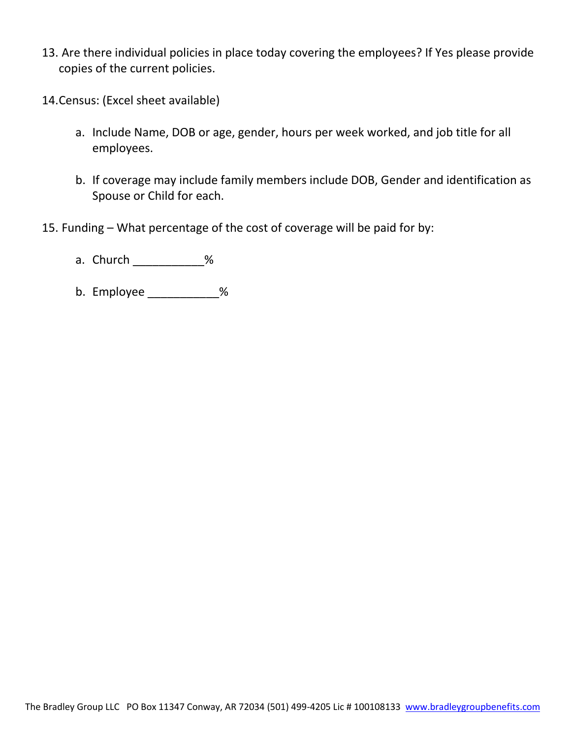13. Are there individual policies in place today covering the employees? If Yes please provide copies of the current policies.

14. Census: (Excel sheet available)

    a. Include Name, DOB or age, gender, hours per week worked, and job title for all employees.

    b. If coverage may include family members include DOB, Gender and identification as Spouse or Child for each.

15. Funding – What percentage of the cost of coverage will be paid for by:

    a. Church ___________%

    b. Employee ___________%